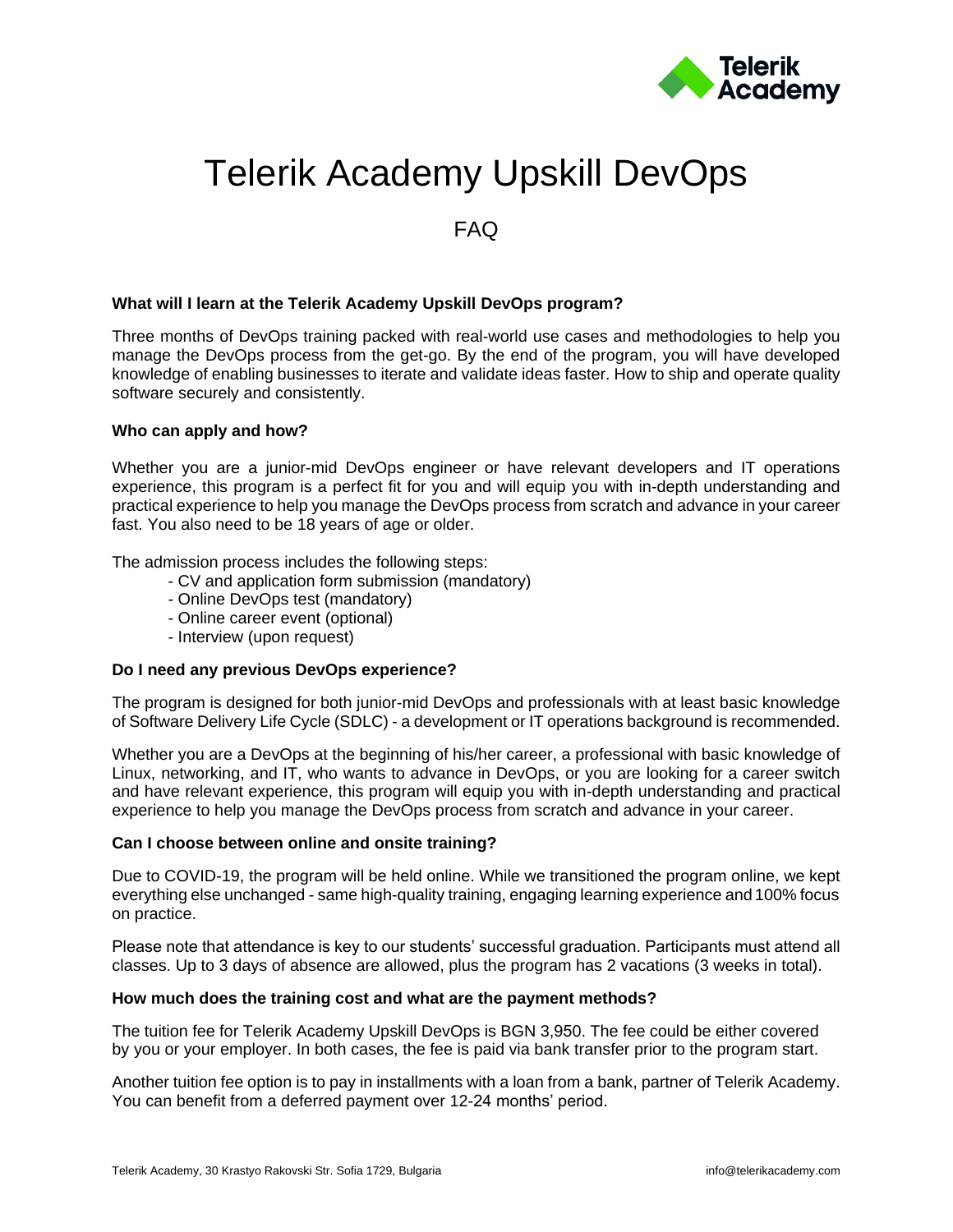# Telerik Academy Upskill DevOps

## FAQ

**What will I learn at the Telerik Academy Upskill DevOps program?**

Three months of DevOps training packed with real-world use cases and methodologies to help you manage the DevOps process from the get-go. By the end of the program, you will have developed knowledge of enabling businesses to iterate and validate ideas faster. How to ship and operate quality software securely and consistently.

**Who can apply and how?**

Whether you are a junior-mid DevOps engineer or have relevant developers and IT operations experience, this program is a perfect fit for you and will equip you with in-depth understanding and practical experience to help you manage the DevOps process from scratch and advance in your career fast. You also need to be 18 years of age or older.

The admission process includes the following steps:

- CV and application form submission (mandatory)
- Online DevOps test (mandatory)
- Online career event (optional)
- Interview (upon request)

**Do I need any previous DevOps experience?**

The program is designed for both junior-mid DevOps and professionals with at least basic knowledge of Software Delivery Life Cycle (SDLC) - a development or IT operations background is recommended.

Whether you are a DevOps at the beginning of his/her career, a professional with basic knowledge of Linux, networking, and IT, who wants to advance in DevOps, or you are looking for a career switch and have relevant experience, this program will equip you with in-depth understanding and practical experience to help you manage the DevOps process from scratch and advance in your career.

**Can I choose between online and onsite training?**

Due to COVID-19, the program will be held online. While we transitioned the program online, we kept everything else unchanged - same high-quality training, engaging learning experience and 100% focus on practice.

Please note that attendance is key to our students' successful graduation. Participants must attend all classes. Up to 3 days of absence are allowed, plus the program has 2 vacations (3 weeks in total).

**How much does the training cost and what are the payment methods?**

The tuition fee for Telerik Academy Upskill DevOps is BGN 3,950. The fee could be either covered by you or your employer. In both cases, the fee is paid via bank transfer prior to the program start.

Another tuition fee option is to pay in installments with a loan from a bank, partner of Telerik Academy. You can benefit from a deferred payment over 12-24 months' period.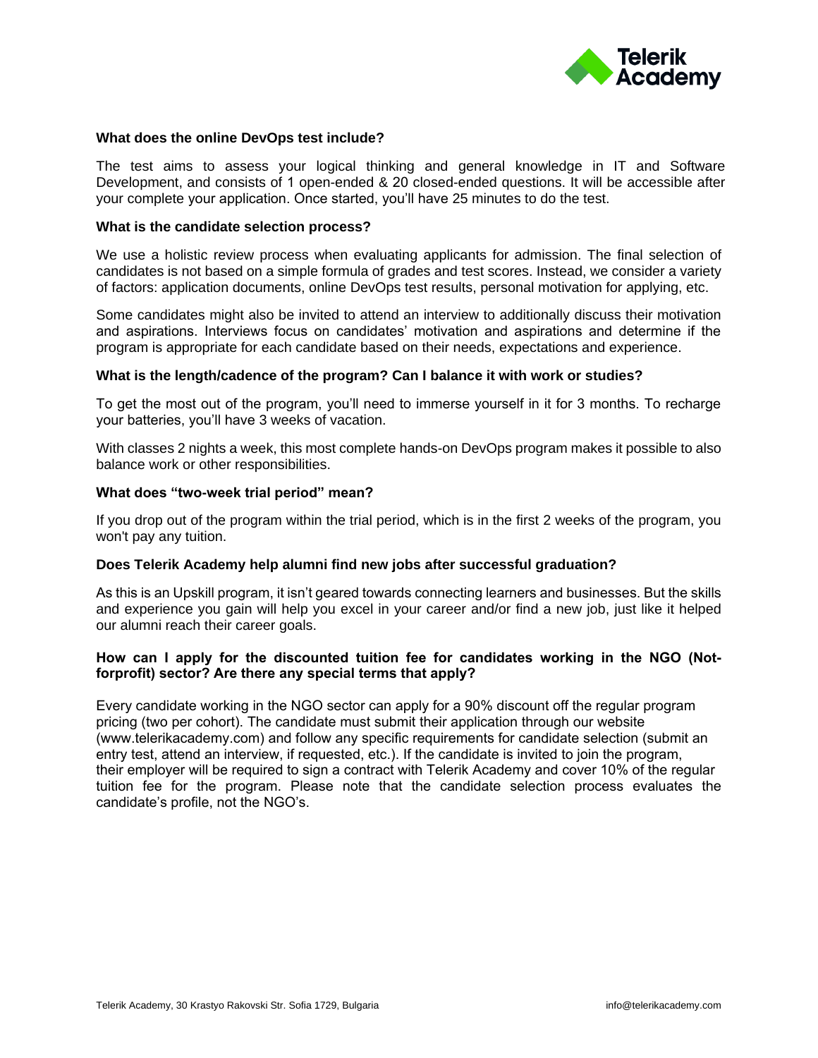**What does the online DevOps test include?**

The test aims to assess your logical thinking and general knowledge in IT and Software Development, and consists of 1 open-ended & 20 closed-ended questions. It will be accessible after your complete your application. Once started, you'll have 25 minutes to do the test.

**What is the candidate selection process?**

We use a holistic review process when evaluating applicants for admission. The final selection of candidates is not based on a simple formula of grades and test scores. Instead, we consider a variety of factors: application documents, online DevOps test results, personal motivation for applying, etc.

Some candidates might also be invited to attend an interview to additionally discuss their motivation and aspirations. Interviews focus on candidates' motivation and aspirations and determine if the program is appropriate for each candidate based on their needs, expectations and experience.

**What is the length/cadence of the program? Can I balance it with work or studies?**

To get the most out of the program, you'll need to immerse yourself in it for 3 months. To recharge your batteries, you'll have 3 weeks of vacation.

With classes 2 nights a week, this most complete hands-on DevOps program makes it possible to also balance work or other responsibilities.

**What does "two-week trial period" mean?**

If you drop out of the program within the trial period, which is in the first 2 weeks of the program, you won't pay any tuition.

**Does Telerik Academy help alumni find new jobs after successful graduation?**

As this is an Upskill program, it isn't geared towards connecting learners and businesses. But the skills and experience you gain will help you excel in your career and/or find a new job, just like it helped our alumni reach their career goals.

**How can I apply for the discounted tuition fee for candidates working in the NGO (Not-forprofit) sector? Are there any special terms that apply?**

Every candidate working in the NGO sector can apply for a 90% discount off the regular program pricing (two per cohort). The candidate must submit their application through our website (www.telerikacademy.com) and follow any specific requirements for candidate selection (submit an entry test, attend an interview, if requested, etc.). If the candidate is invited to join the program, their employer will be required to sign a contract with Telerik Academy and cover 10% of the regular tuition fee for the program. Please note that the candidate selection process evaluates the candidate's profile, not the NGO's.